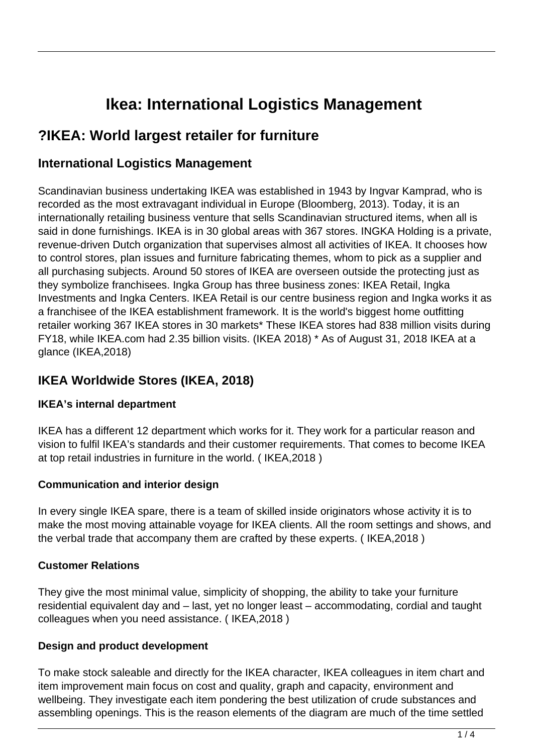# Ikea: International Logistics Management

## ?IKEA: World largest retailer for furniture

### International Logistics Management

Scandinavian business undertaking IKEA was established in 1943 by Ingvar Kamprad, who is recorded as the most extravagant individual in Europe (Bloomberg, 2013). Today, it is an internationally retailing business venture that sells Scandinavian structured items, when all is said in done furnishings. IKEA is in 30 global areas with 367 stores. INGKA Holding is a private, revenue-driven Dutch organization that supervises almost all activities of IKEA. It chooses how to control stores, plan issues and furniture fabricating themes, whom to pick as a supplier and all purchasing subjects. Around 50 stores of IKEA are overseen outside the protecting just as they symbolize franchisees. Ingka Group has three business zones: IKEA Retail, Ingka Investments and Ingka Centers. IKEA Retail is our centre business region and Ingka works it as a franchisee of the IKEA establishment framework. It is the world's biggest home outfitting retailer working 367 IKEA stores in 30 markets* These IKEA stores had 838 million visits during FY18, while IKEA.com had 2.35 billion visits. (IKEA 2018) * As of August 31, 2018 IKEA at a glance (IKEA,2018)

### IKEA Worldwide Stores (IKEA, 2018)

#### IKEA's internal department

IKEA has a different 12 department which works for it. They work for a particular reason and vision to fulfil IKEA's standards and their customer requirements. That comes to become IKEA at top retail industries in furniture in the world. ( IKEA,2018 )

#### Communication and interior design

In every single IKEA spare, there is a team of skilled inside originators whose activity it is to make the most moving attainable voyage for IKEA clients. All the room settings and shows, and the verbal trade that accompany them are crafted by these experts. ( IKEA,2018 )

#### Customer Relations

They give the most minimal value, simplicity of shopping, the ability to take your furniture residential equivalent day and – last, yet no longer least – accommodating, cordial and taught colleagues when you need assistance. ( IKEA,2018 )

#### Design and product development

To make stock saleable and directly for the IKEA character, IKEA colleagues in item chart and item improvement main focus on cost and quality, graph and capacity, environment and wellbeing. They investigate each item pondering the best utilization of crude substances and assembling openings. This is the reason elements of the diagram are much of the time settled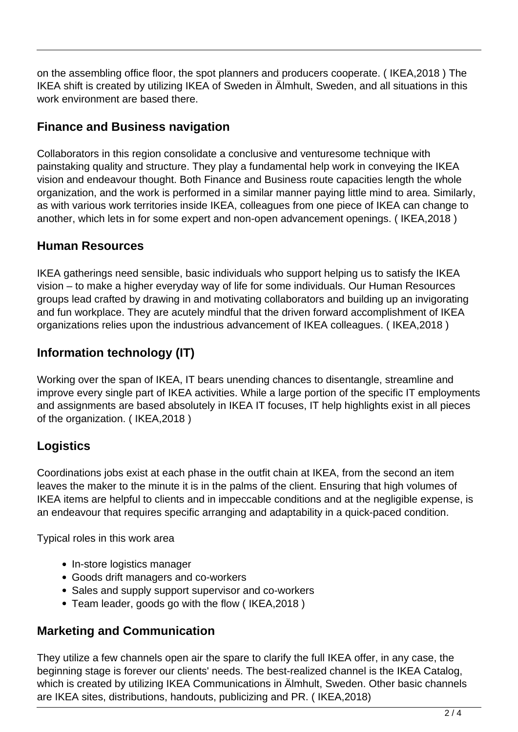on the assembling office floor, the spot planners and producers cooperate. ( IKEA,2018 ) The IKEA shift is created by utilizing IKEA of Sweden in Älmhult, Sweden, and all situations in this work environment are based there.

### Finance and Business navigation

Collaborators in this region consolidate a conclusive and venturesome technique with painstaking quality and structure. They play a fundamental help work in conveying the IKEA vision and endeavour thought. Both Finance and Business route capacities length the whole organization, and the work is performed in a similar manner paying little mind to area. Similarly, as with various work territories inside IKEA, colleagues from one piece of IKEA can change to another, which lets in for some expert and non-open advancement openings. ( IKEA,2018 )

### Human Resources

IKEA gatherings need sensible, basic individuals who support helping us to satisfy the IKEA vision – to make a higher everyday way of life for some individuals. Our Human Resources groups lead crafted by drawing in and motivating collaborators and building up an invigorating and fun workplace. They are acutely mindful that the driven forward accomplishment of IKEA organizations relies upon the industrious advancement of IKEA colleagues. ( IKEA,2018 )

### Information technology (IT)

Working over the span of IKEA, IT bears unending chances to disentangle, streamline and improve every single part of IKEA activities. While a large portion of the specific IT employments and assignments are based absolutely in IKEA IT focuses, IT help highlights exist in all pieces of the organization. ( IKEA,2018 )

### Logistics

Coordinations jobs exist at each phase in the outfit chain at IKEA, from the second an item leaves the maker to the minute it is in the palms of the client. Ensuring that high volumes of IKEA items are helpful to clients and in impeccable conditions and at the negligible expense, is an endeavour that requires specific arranging and adaptability in a quick-paced condition.

Typical roles in this work area

- In-store logistics manager
- Goods drift managers and co-workers
- Sales and supply support supervisor and co-workers
- Team leader, goods go with the flow ( IKEA,2018 )

### Marketing and Communication

They utilize a few channels open air the spare to clarify the full IKEA offer, in any case, the beginning stage is forever our clients' needs. The best-realized channel is the IKEA Catalog, which is created by utilizing IKEA Communications in Älmhult, Sweden. Other basic channels are IKEA sites, distributions, handouts, publicizing and PR. ( IKEA,2018)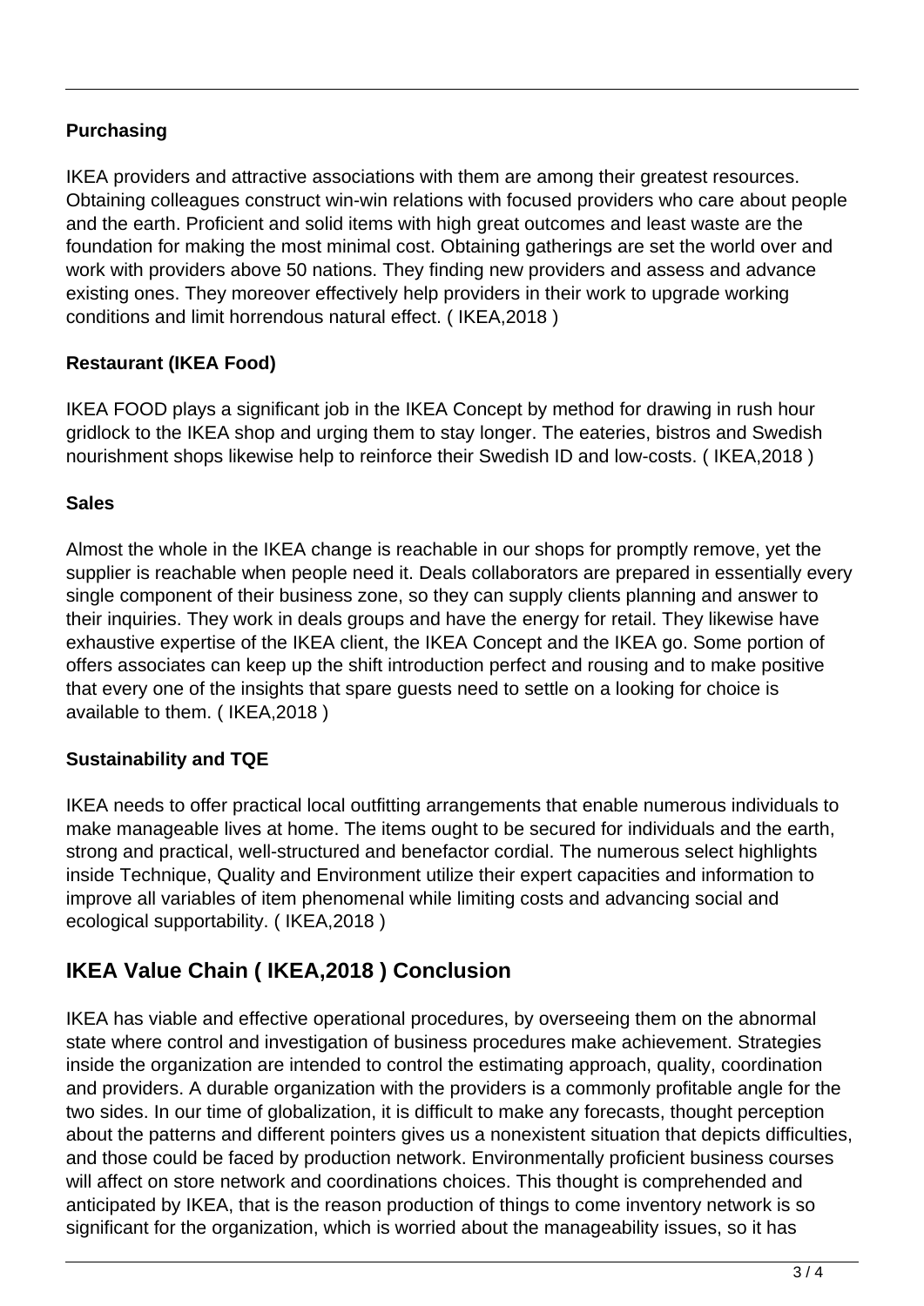**Purchasing**

IKEA providers and attractive associations with them are among their greatest resources. Obtaining colleagues construct win-win relations with focused providers who care about people and the earth. Proficient and solid items with high great outcomes and least waste are the foundation for making the most minimal cost. Obtaining gatherings are set the world over and work with providers above 50 nations. They finding new providers and assess and advance existing ones. They moreover effectively help providers in their work to upgrade working conditions and limit horrendous natural effect. ( IKEA,2018 )

**Restaurant (IKEA Food)**

IKEA FOOD plays a significant job in the IKEA Concept by method for drawing in rush hour gridlock to the IKEA shop and urging them to stay longer. The eateries, bistros and Swedish nourishment shops likewise help to reinforce their Swedish ID and low-costs. ( IKEA,2018 )

**Sales**

Almost the whole in the IKEA change is reachable in our shops for promptly remove, yet the supplier is reachable when people need it. Deals collaborators are prepared in essentially every single component of their business zone, so they can supply clients planning and answer to their inquiries. They work in deals groups and have the energy for retail. They likewise have exhaustive expertise of the IKEA client, the IKEA Concept and the IKEA go. Some portion of offers associates can keep up the shift introduction perfect and rousing and to make positive that every one of the insights that spare guests need to settle on a looking for choice is available to them. ( IKEA,2018 )

**Sustainability and TQE**

IKEA needs to offer practical local outfitting arrangements that enable numerous individuals to make manageable lives at home. The items ought to be secured for individuals and the earth, strong and practical, well-structured and benefactor cordial. The numerous select highlights inside Technique, Quality and Environment utilize their expert capacities and information to improve all variables of item phenomenal while limiting costs and advancing social and ecological supportability. ( IKEA,2018 )

## IKEA Value Chain ( IKEA,2018 ) Conclusion

IKEA has viable and effective operational procedures, by overseeing them on the abnormal state where control and investigation of business procedures make achievement. Strategies inside the organization are intended to control the estimating approach, quality, coordination and providers. A durable organization with the providers is a commonly profitable angle for the two sides. In our time of globalization, it is difficult to make any forecasts, thought perception about the patterns and different pointers gives us a nonexistent situation that depicts difficulties, and those could be faced by production network. Environmentally proficient business courses will affect on store network and coordinations choices. This thought is comprehended and anticipated by IKEA, that is the reason production of things to come inventory network is so significant for the organization, which is worried about the manageability issues, so it has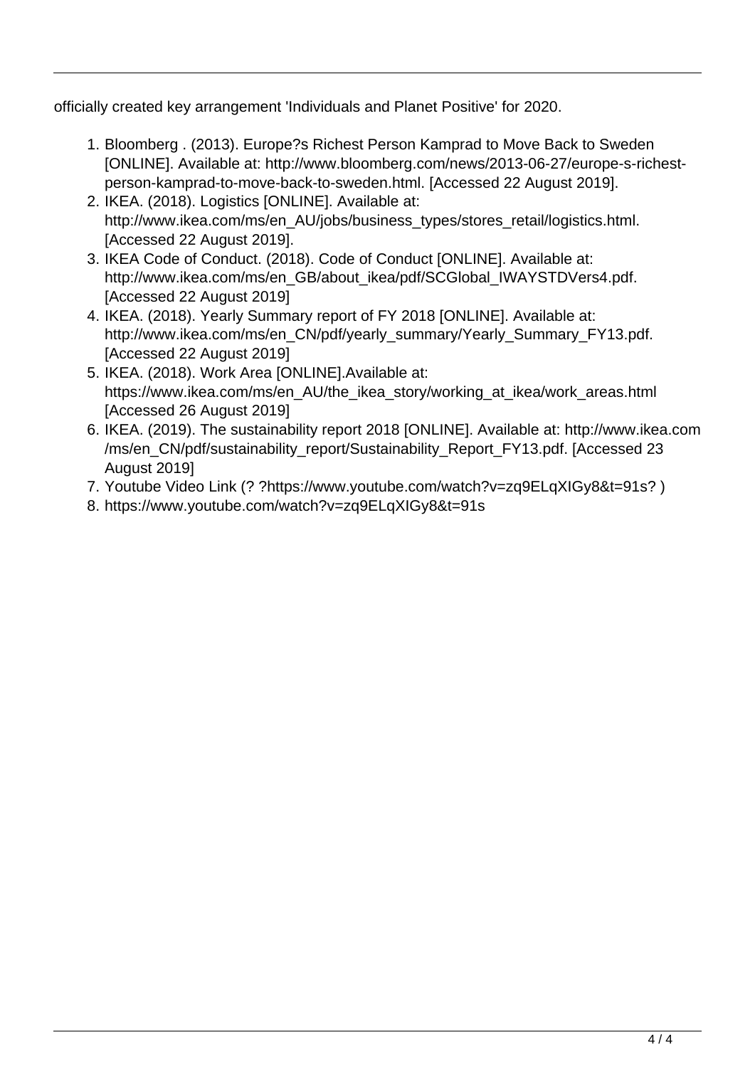officially created key arrangement 'Individuals and Planet Positive' for 2020.

1. Bloomberg . (2013). Europe?s Richest Person Kamprad to Move Back to Sweden [ONLINE]. Available at: http://www.bloomberg.com/news/2013-06-27/europe-s-richest-person-kamprad-to-move-back-to-sweden.html. [Accessed 22 August 2019].
2. IKEA. (2018). Logistics [ONLINE]. Available at: http://www.ikea.com/ms/en_AU/jobs/business_types/stores_retail/logistics.html. [Accessed 22 August 2019].
3. IKEA Code of Conduct. (2018). Code of Conduct [ONLINE]. Available at: http://www.ikea.com/ms/en_GB/about_ikea/pdf/SCGlobal_IWAYSTDVers4.pdf. [Accessed 22 August 2019]
4. IKEA. (2018). Yearly Summary report of FY 2018 [ONLINE]. Available at: http://www.ikea.com/ms/en_CN/pdf/yearly_summary/Yearly_Summary_FY13.pdf. [Accessed 22 August 2019]
5. IKEA. (2018). Work Area [ONLINE].Available at: https://www.ikea.com/ms/en_AU/the_ikea_story/working_at_ikea/work_areas.html [Accessed 26 August 2019]
6. IKEA. (2019). The sustainability report 2018 [ONLINE]. Available at: http://www.ikea.com /ms/en_CN/pdf/sustainability_report/Sustainability_Report_FY13.pdf. [Accessed 23 August 2019]
7. Youtube Video Link (? ?https://www.youtube.com/watch?v=zq9ELqXIGy8&t=91s? )
8. https://www.youtube.com/watch?v=zq9ELqXIGy8&t=91s